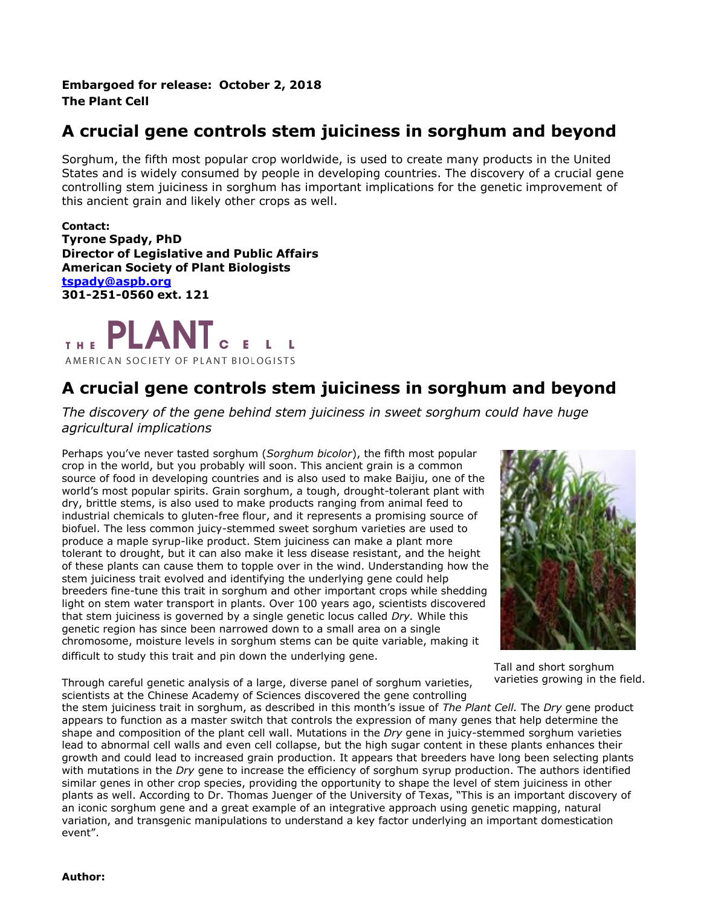**Embargoed for release: October 2, 2018**
**The Plant Cell**

# A crucial gene controls stem juiciness in sorghum and beyond

Sorghum, the fifth most popular crop worldwide, is used to create many products in the United States and is widely consumed by people in developing countries. The discovery of a crucial gene controlling stem juiciness in sorghum has important implications for the genetic improvement of this ancient grain and likely other crops as well.

**Contact:**
**Tyrone Spady, PhD**
**Director of Legislative and Public Affairs**
**American Society of Plant Biologists**
**[tspady@aspb.org](mailto:tspady@aspb.org)**
**301-251-0560 ext. 121**

THE PLANT CELL
AMERICAN SOCIETY OF PLANT BIOLOGISTS

# A crucial gene controls stem juiciness in sorghum and beyond

*The discovery of the gene behind stem juiciness in sweet sorghum could have huge agricultural implications*

Perhaps you've never tasted sorghum (*Sorghum bicolor*), the fifth most popular crop in the world, but you probably will soon. This ancient grain is a common source of food in developing countries and is also used to make Baijiu, one of the world's most popular spirits. Grain sorghum, a tough, drought-tolerant plant with dry, brittle stems, is also used to make products ranging from animal feed to industrial chemicals to gluten-free flour, and it represents a promising source of biofuel. The less common juicy-stemmed sweet sorghum varieties are used to produce a maple syrup-like product. Stem juiciness can make a plant more tolerant to drought, but it can also make it less disease resistant, and the height of these plants can cause them to topple over in the wind. Understanding how the stem juiciness trait evolved and identifying the underlying gene could help breeders fine-tune this trait in sorghum and other important crops while shedding light on stem water transport in plants. Over 100 years ago, scientists discovered that stem juiciness is governed by a single genetic locus called *Dry.* While this genetic region has since been narrowed down to a small area on a single chromosome, moisture levels in sorghum stems can be quite variable, making it difficult to study this trait and pin down the underlying gene.

Tall and short sorghum varieties growing in the field.

Through careful genetic analysis of a large, diverse panel of sorghum varieties, scientists at the Chinese Academy of Sciences discovered the gene controlling the stem juiciness trait in sorghum, as described in this month's issue of *The Plant Cell.* The *Dry* gene product appears to function as a master switch that controls the expression of many genes that help determine the shape and composition of the plant cell wall. Mutations in the *Dry* gene in juicy-stemmed sorghum varieties lead to abnormal cell walls and even cell collapse, but the high sugar content in these plants enhances their growth and could lead to increased grain production. It appears that breeders have long been selecting plants with mutations in the *Dry* gene to increase the efficiency of sorghum syrup production. The authors identified similar genes in other crop species, providing the opportunity to shape the level of stem juiciness in other plants as well. According to Dr. Thomas Juenger of the University of Texas, "This is an important discovery of an iconic sorghum gene and a great example of an integrative approach using genetic mapping, natural variation, and transgenic manipulations to understand a key factor underlying an important domestication event".

**Author:**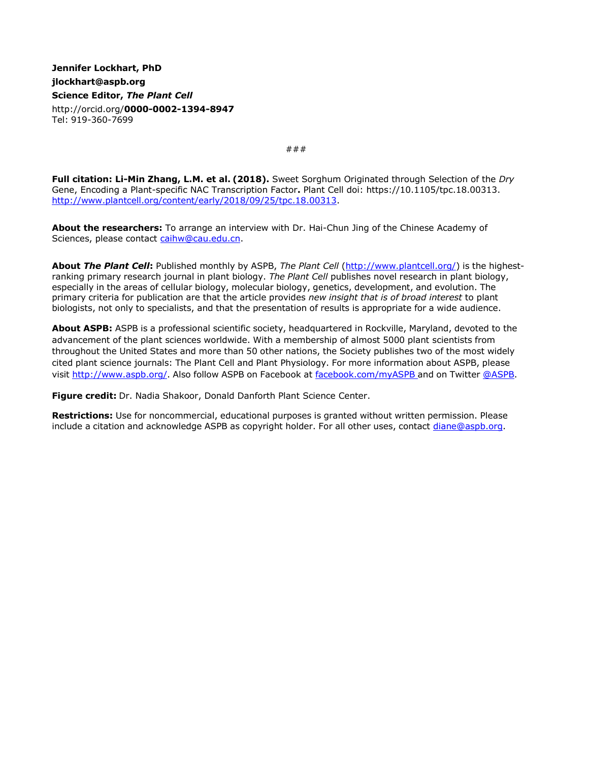**Jennifer Lockhart, PhD**
**jlockhart@aspb.org**
**Science Editor, *The Plant Cell***
http://orcid.org/**0000-0002-1394-8947**
Tel: 919-360-7699

###

**Full citation: Li-Min Zhang, L.M. et al. (2018).** Sweet Sorghum Originated through Selection of the *Dry* Gene, Encoding a Plant-specific NAC Transcription Factor**.** Plant Cell doi: https://10.1105/tpc.18.00313. http://www.plantcell.org/content/early/2018/09/25/tpc.18.00313.

**About the researchers:** To arrange an interview with Dr. Hai-Chun Jing of the Chinese Academy of Sciences, please contact caihw@cau.edu.cn.

**About *The Plant Cell*:** Published monthly by ASPB, *The Plant Cell* (http://www.plantcell.org/) is the highest-ranking primary research journal in plant biology. *The Plant Cell* publishes novel research in plant biology, especially in the areas of cellular biology, molecular biology, genetics, development, and evolution. The primary criteria for publication are that the article provides *new insight that is of broad interest* to plant biologists, not only to specialists, and that the presentation of results is appropriate for a wide audience.

**About ASPB:** ASPB is a professional scientific society, headquartered in Rockville, Maryland, devoted to the advancement of the plant sciences worldwide. With a membership of almost 5000 plant scientists from throughout the United States and more than 50 other nations, the Society publishes two of the most widely cited plant science journals: The Plant Cell and Plant Physiology. For more information about ASPB, please visit http://www.aspb.org/. Also follow ASPB on Facebook at facebook.com/myASPB and on Twitter @ASPB.

**Figure credit:** Dr. Nadia Shakoor, Donald Danforth Plant Science Center.

**Restrictions:** Use for noncommercial, educational purposes is granted without written permission. Please include a citation and acknowledge ASPB as copyright holder. For all other uses, contact diane@aspb.org.